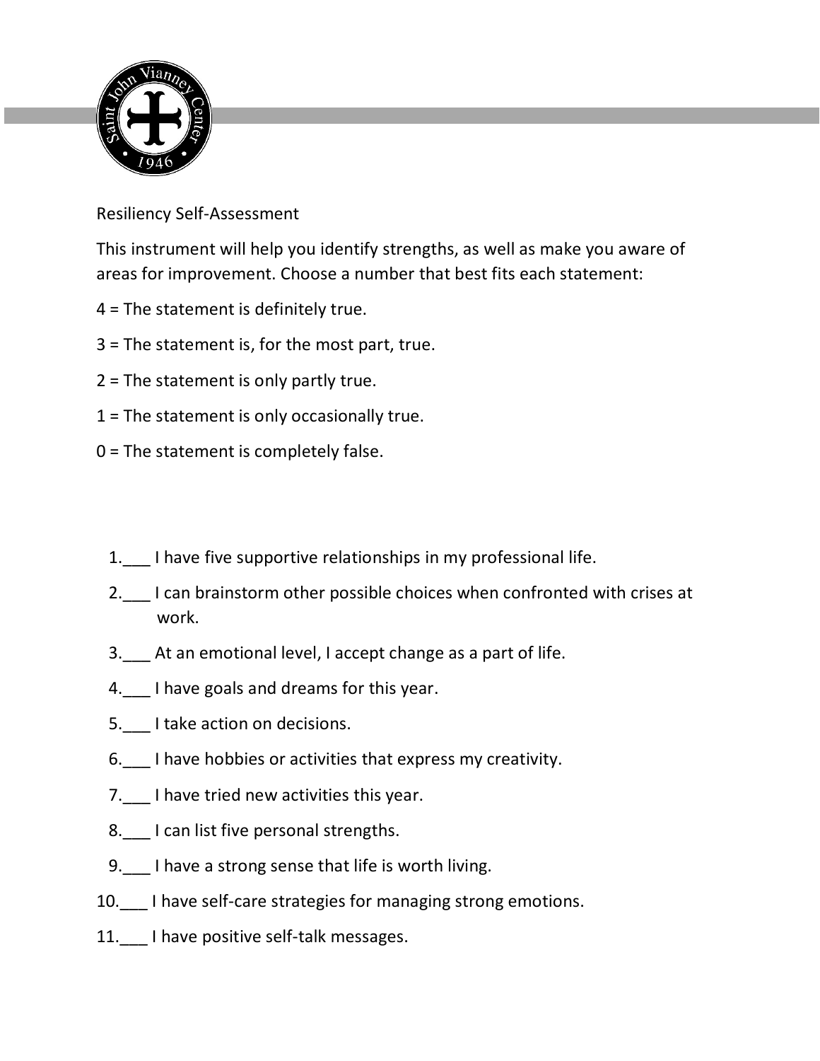Resiliency Self-Assessment

This instrument will help you identify strengths, as well as make you aware of areas for improvement. Choose a number that best fits each statement:

4 = The statement is definitely true.

3 = The statement is, for the most part, true.

2 = The statement is only partly true.

1 = The statement is only occasionally true.

0 = The statement is completely false.

1. ___ I have five supportive relationships in my professional life.
2. ___ I can brainstorm other possible choices when confronted with crises at work.
3. ___ At an emotional level, I accept change as a part of life.
4. ___ I have goals and dreams for this year.
5. ___ I take action on decisions.
6. ___ I have hobbies or activities that express my creativity.
7. ___ I have tried new activities this year.
8. ___ I can list five personal strengths.
9. ___ I have a strong sense that life is worth living.
10. ___ I have self-care strategies for managing strong emotions.
11. ___ I have positive self-talk messages.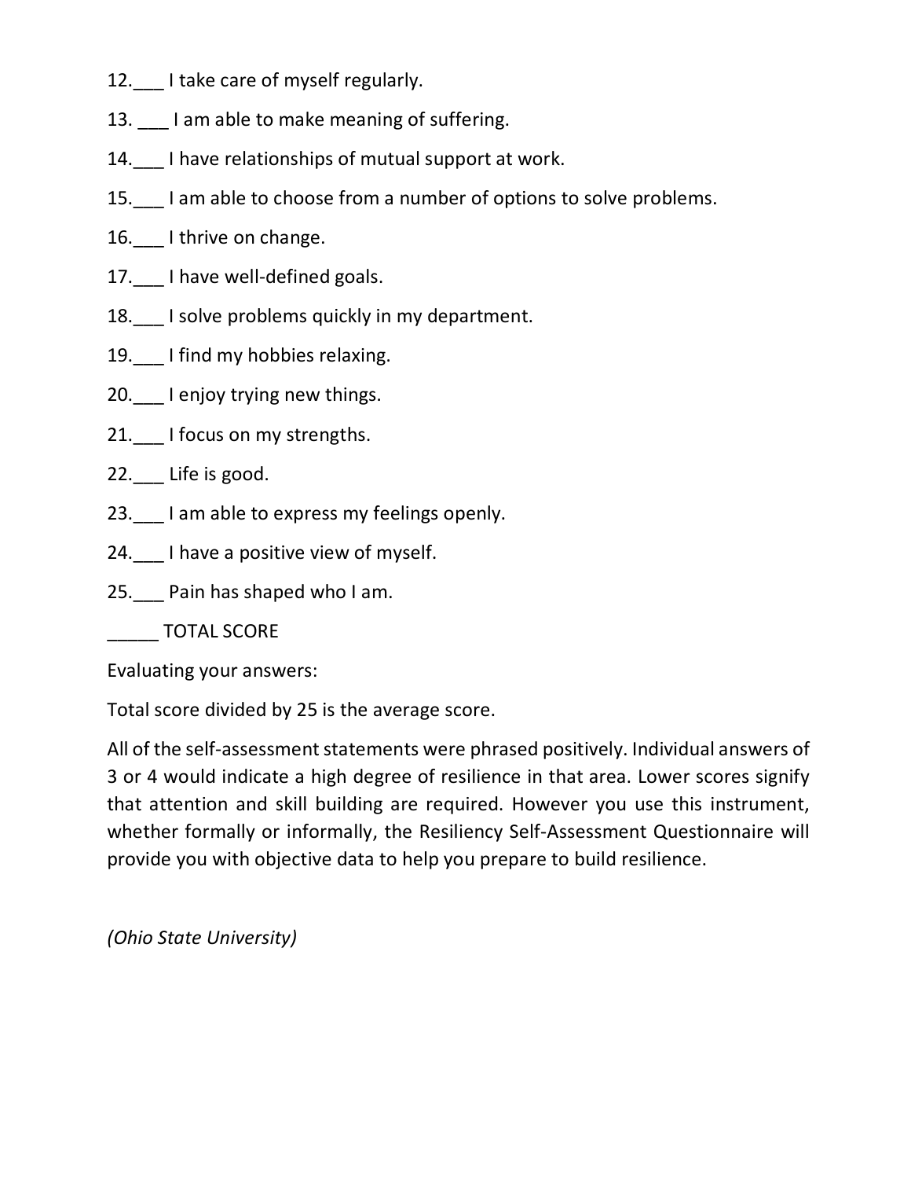12.___ I take care of myself regularly.

13. ___ I am able to make meaning of suffering.

14.___ I have relationships of mutual support at work.

15.___ I am able to choose from a number of options to solve problems.

16.___ I thrive on change.

17.___ I have well-defined goals.

18.___ I solve problems quickly in my department.

19.___ I find my hobbies relaxing.

20.___ I enjoy trying new things.

21.___ I focus on my strengths.

22.___ Life is good.

23.___ I am able to express my feelings openly.

24.___ I have a positive view of myself.

25.___ Pain has shaped who I am.

_____ TOTAL SCORE

Evaluating your answers:

Total score divided by 25 is the average score.

All of the self-assessment statements were phrased positively. Individual answers of 3 or 4 would indicate a high degree of resilience in that area. Lower scores signify that attention and skill building are required. However you use this instrument, whether formally or informally, the Resiliency Self-Assessment Questionnaire will provide you with objective data to help you prepare to build resilience.

*(Ohio State University)*